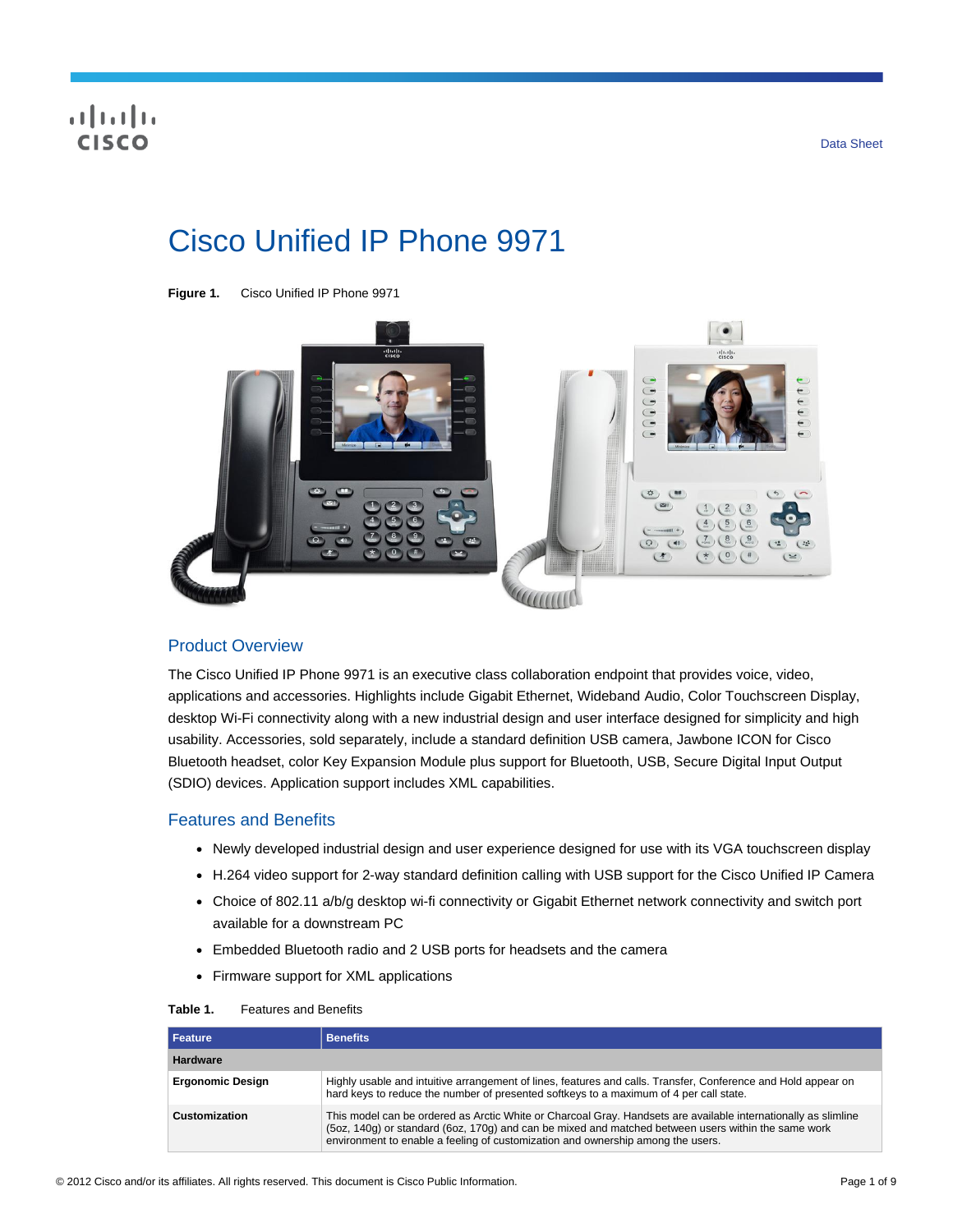Data Sheet

# Cisco Unified IP Phone 9971

**Figure 1.** Cisco Unified IP Phone 9971

## Product Overview

The Cisco Unified IP Phone 9971 is an executive class collaboration endpoint that provides voice, video, applications and accessories. Highlights include Gigabit Ethernet, Wideband Audio, Color Touchscreen Display, desktop Wi-Fi connectivity along with a new industrial design and user interface designed for simplicity and high usability. Accessories, sold separately, include a standard definition USB camera, Jawbone ICON for Cisco Bluetooth headset, color Key Expansion Module plus support for Bluetooth, USB, Secure Digital Input Output (SDIO) devices. Application support includes XML capabilities.

## Features and Benefits

- Newly developed industrial design and user experience designed for use with its VGA touchscreen display
- H.264 video support for 2-way standard definition calling with USB support for the Cisco Unified IP Camera
- Choice of 802.11 a/b/g desktop wi-fi connectivity or Gigabit Ethernet network connectivity and switch port available for a downstream PC
- Embedded Bluetooth radio and 2 USB ports for headsets and the camera
- Firmware support for XML applications

**Table 1.** Features and Benefits

| Feature | Benefits |
|---|---|
| **Hardware** | |
| **Ergonomic Design** | Highly usable and intuitive arrangement of lines, features and calls. Transfer, Conference and Hold appear on hard keys to reduce the number of presented softkeys to a maximum of 4 per call state. |
| **Customization** | This model can be ordered as Arctic White or Charcoal Gray. Handsets are available internationally as slimline (5oz, 140g) or standard (6oz, 170g) and can be mixed and matched between users within the same work environment to enable a feeling of customization and ownership among the users. |

© 2012 Cisco and/or its affiliates. All rights reserved. This document is Cisco Public Information.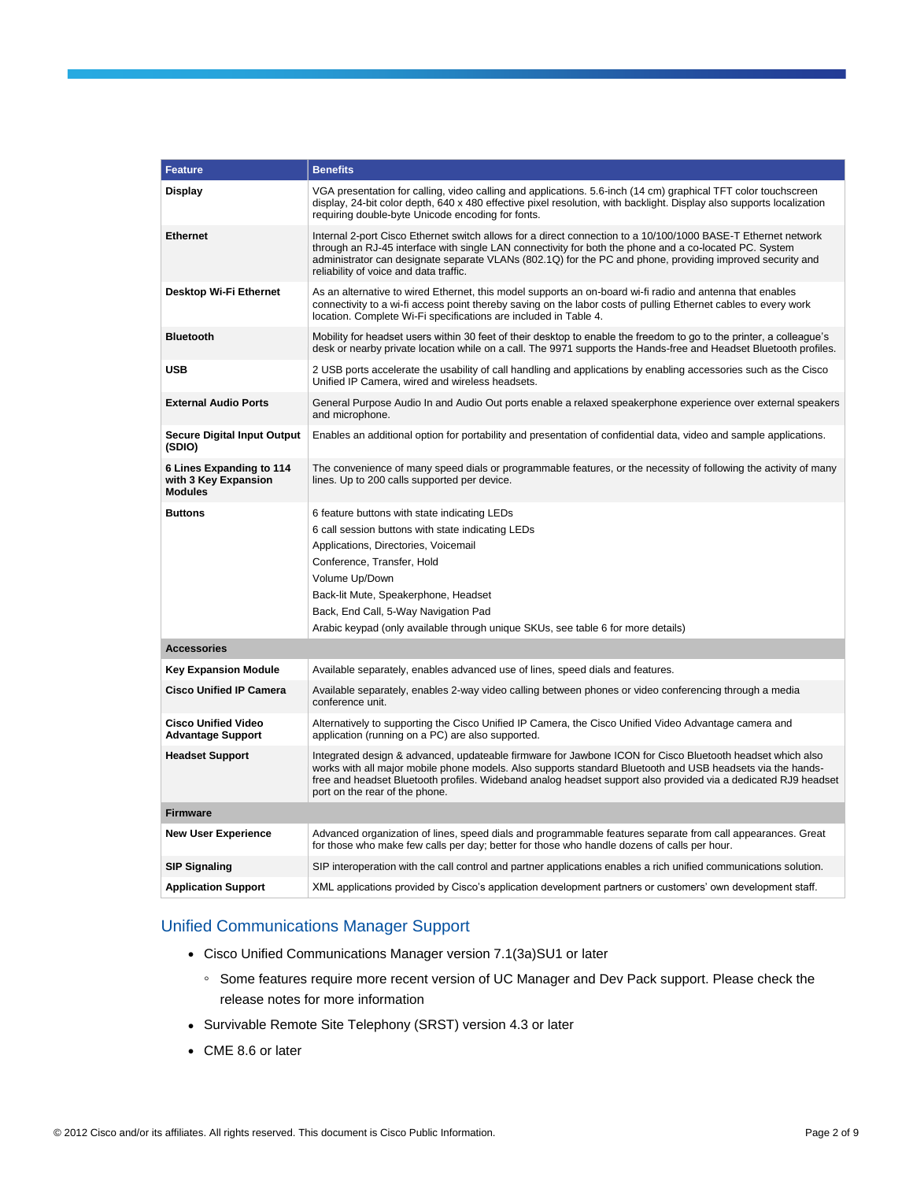| Feature | Benefits |
| --- | --- |
| **Display** | VGA presentation for calling, video calling and applications. 5.6-inch (14 cm) graphical TFT color touchscreen display, 24-bit color depth, 640 x 480 effective pixel resolution, with backlight. Display also supports localization requiring double-byte Unicode encoding for fonts. |
| **Ethernet** | Internal 2-port Cisco Ethernet switch allows for a direct connection to a 10/100/1000 BASE-T Ethernet network through an RJ-45 interface with single LAN connectivity for both the phone and a co-located PC. System administrator can designate separate VLANs (802.1Q) for the PC and phone, providing improved security and reliability of voice and data traffic. |
| **Desktop Wi-Fi Ethernet** | As an alternative to wired Ethernet, this model supports an on-board wi-fi radio and antenna that enables connectivity to a wi-fi access point thereby saving on the labor costs of pulling Ethernet cables to every work location. Complete Wi-Fi specifications are included in Table 4. |
| **Bluetooth** | Mobility for headset users within 30 feet of their desktop to enable the freedom to go to the printer, a colleague's desk or nearby private location while on a call. The 9971 supports the Hands-free and Headset Bluetooth profiles. |
| **USB** | 2 USB ports accelerate the usability of call handling and applications by enabling accessories such as the Cisco Unified IP Camera, wired and wireless headsets. |
| **External Audio Ports** | General Purpose Audio In and Audio Out ports enable a relaxed speakerphone experience over external speakers and microphone. |
| **Secure Digital Input Output (SDIO)** | Enables an additional option for portability and presentation of confidential data, video and sample applications. |
| **6 Lines Expanding to 114 with 3 Key Expansion Modules** | The convenience of many speed dials or programmable features, or the necessity of following the activity of many lines. Up to 200 calls supported per device. |
| **Buttons** | 6 feature buttons with state indicating LEDs<br>6 call session buttons with state indicating LEDs<br>Applications, Directories, Voicemail<br>Conference, Transfer, Hold<br>Volume Up/Down<br>Back-lit Mute, Speakerphone, Headset<br>Back, End Call, 5-Way Navigation Pad<br>Arabic keypad (only available through unique SKUs, see table 6 for more details) |
| **Accessories** | |
| **Key Expansion Module** | Available separately, enables advanced use of lines, speed dials and features. |
| **Cisco Unified IP Camera** | Available separately, enables 2-way video calling between phones or video conferencing through a media conference unit. |
| **Cisco Unified Video Advantage Support** | Alternatively to supporting the Cisco Unified IP Camera, the Cisco Unified Video Advantage camera and application (running on a PC) are also supported. |
| **Headset Support** | Integrated design & advanced, updateable firmware for Jawbone ICON for Cisco Bluetooth headset which also works with all major mobile phone models. Also supports standard Bluetooth and USB headsets via the hands-free and headset Bluetooth profiles. Wideband analog headset support also provided via a dedicated RJ9 headset port on the rear of the phone. |
| **Firmware** | |
| **New User Experience** | Advanced organization of lines, speed dials and programmable features separate from call appearances. Great for those who make few calls per day; better for those who handle dozens of calls per hour. |
| **SIP Signaling** | SIP interoperation with the call control and partner applications enables a rich unified communications solution. |
| **Application Support** | XML applications provided by Cisco's application development partners or customers' own development staff. |

## Unified Communications Manager Support

- Cisco Unified Communications Manager version 7.1(3a)SU1 or later
  - Some features require more recent version of UC Manager and Dev Pack support. Please check the release notes for more information
- Survivable Remote Site Telephony (SRST) version 4.3 or later
- CME 8.6 or later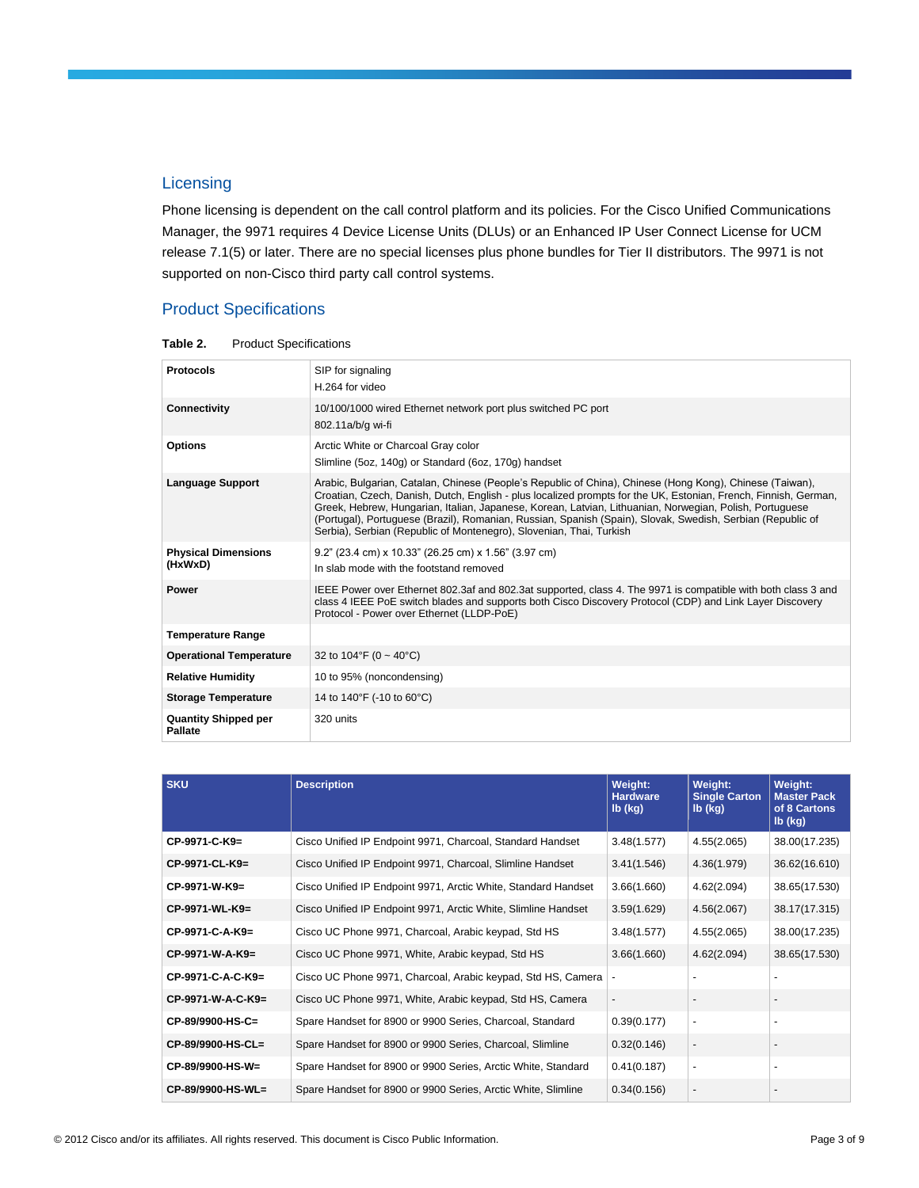## Licensing

Phone licensing is dependent on the call control platform and its policies. For the Cisco Unified Communications Manager, the 9971 requires 4 Device License Units (DLUs) or an Enhanced IP User Connect License for UCM release 7.1(5) or later. There are no special licenses plus phone bundles for Tier II distributors. The 9971 is not supported on non-Cisco third party call control systems.

## Product Specifications

**Table 2.** Product Specifications

| | |
|---|---|
| **Protocols** | SIP for signaling<br>H.264 for video |
| **Connectivity** | 10/100/1000 wired Ethernet network port plus switched PC port<br>802.11a/b/g wi-fi |
| **Options** | Arctic White or Charcoal Gray color<br>Slimline (5oz, 140g) or Standard (6oz, 170g) handset |
| **Language Support** | Arabic, Bulgarian, Catalan, Chinese (People's Republic of China), Chinese (Hong Kong), Chinese (Taiwan), Croatian, Czech, Danish, Dutch, English - plus localized prompts for the UK, Estonian, French, Finnish, German, Greek, Hebrew, Hungarian, Italian, Japanese, Korean, Latvian, Lithuanian, Norwegian, Polish, Portuguese (Portugal), Portuguese (Brazil), Romanian, Russian, Spanish (Spain), Slovak, Swedish, Serbian (Republic of Serbia), Serbian (Republic of Montenegro), Slovenian, Thai, Turkish |
| **Physical Dimensions (HxWxD)** | 9.2" (23.4 cm) x 10.33" (26.25 cm) x 1.56" (3.97 cm)<br>In slab mode with the footstand removed |
| **Power** | IEEE Power over Ethernet 802.3af and 802.3at supported, class 4. The 9971 is compatible with both class 3 and class 4 IEEE PoE switch blades and supports both Cisco Discovery Protocol (CDP) and Link Layer Discovery Protocol - Power over Ethernet (LLDP-PoE) |
| **Temperature Range** | |
| **Operational Temperature** | 32 to 104°F (0 ~ 40°C) |
| **Relative Humidity** | 10 to 95% (noncondensing) |
| **Storage Temperature** | 14 to 140°F (-10 to 60°C) |
| **Quantity Shipped per Pallate** | 320 units |

| SKU | Description | Weight: Hardware lb (kg) | Weight: Single Carton lb (kg) | Weight: Master Pack of 8 Cartons lb (kg) |
|---|---|---|---|---|
| **CP-9971-C-K9=** | Cisco Unified IP Endpoint 9971, Charcoal, Standard Handset | 3.48(1.577) | 4.55(2.065) | 38.00(17.235) |
| **CP-9971-CL-K9=** | Cisco Unified IP Endpoint 9971, Charcoal, Slimline Handset | 3.41(1.546) | 4.36(1.979) | 36.62(16.610) |
| **CP-9971-W-K9=** | Cisco Unified IP Endpoint 9971, Arctic White, Standard Handset | 3.66(1.660) | 4.62(2.094) | 38.65(17.530) |
| **CP-9971-WL-K9=** | Cisco Unified IP Endpoint 9971, Arctic White, Slimline Handset | 3.59(1.629) | 4.56(2.067) | 38.17(17.315) |
| **CP-9971-C-A-K9=** | Cisco UC Phone 9971, Charcoal, Arabic keypad, Std HS | 3.48(1.577) | 4.55(2.065) | 38.00(17.235) |
| **CP-9971-W-A-K9=** | Cisco UC Phone 9971, White, Arabic keypad, Std HS | 3.66(1.660) | 4.62(2.094) | 38.65(17.530) |
| **CP-9971-C-A-C-K9=** | Cisco UC Phone 9971, Charcoal, Arabic keypad, Std HS, Camera | - | - | - |
| **CP-9971-W-A-C-K9=** | Cisco UC Phone 9971, White, Arabic keypad, Std HS, Camera | - | - | - |
| **CP-89/9900-HS-C=** | Spare Handset for 8900 or 9900 Series, Charcoal, Standard | 0.39(0.177) | - | - |
| **CP-89/9900-HS-CL=** | Spare Handset for 8900 or 9900 Series, Charcoal, Slimline | 0.32(0.146) | - | - |
| **CP-89/9900-HS-W=** | Spare Handset for 8900 or 9900 Series, Arctic White, Standard | 0.41(0.187) | - | - |
| **CP-89/9900-HS-WL=** | Spare Handset for 8900 or 9900 Series, Arctic White, Slimline | 0.34(0.156) | - | - |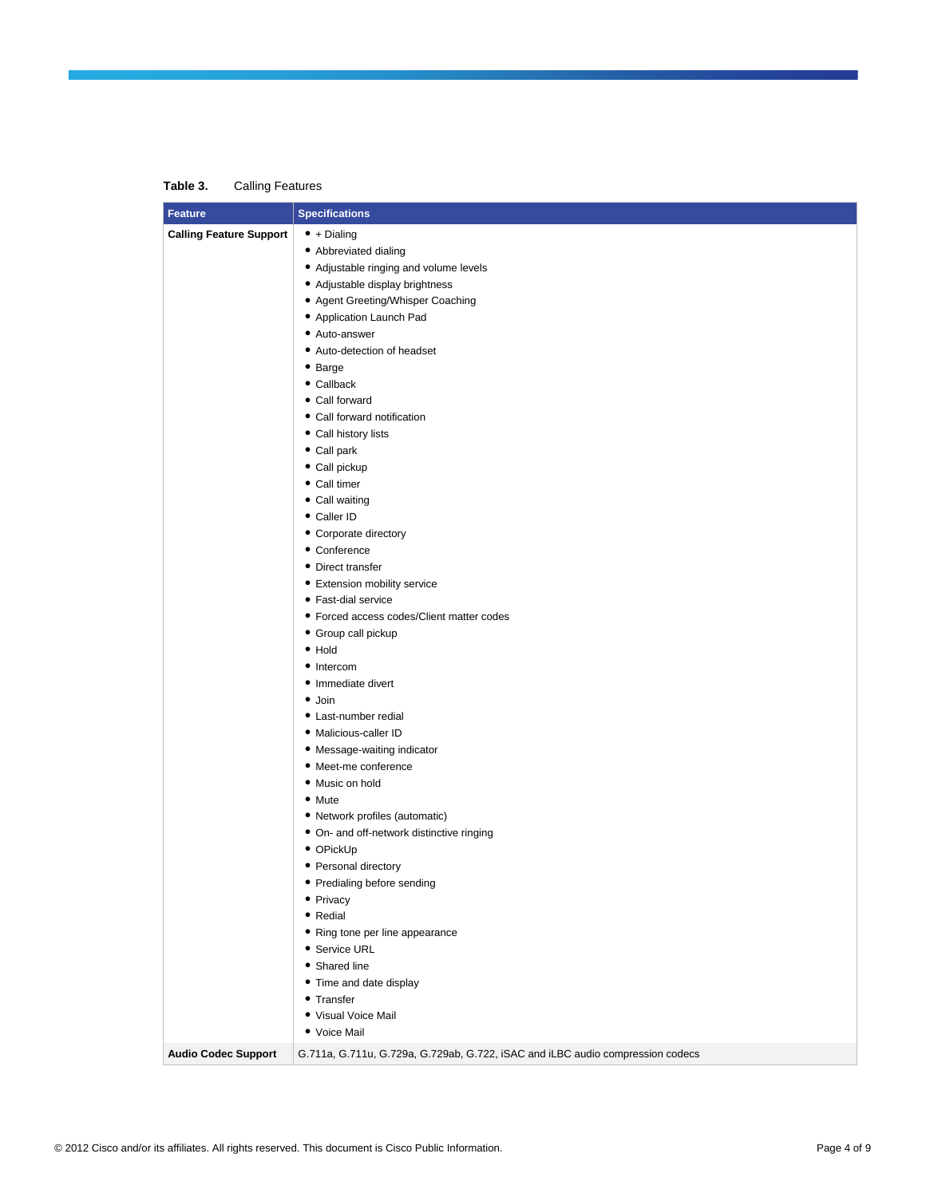**Table 3.** Calling Features

| Feature | Specifications |
|---|---|
| **Calling Feature Support** | • + Dialing<br>• Abbreviated dialing<br>• Adjustable ringing and volume levels<br>• Adjustable display brightness<br>• Agent Greeting/Whisper Coaching<br>• Application Launch Pad<br>• Auto-answer<br>• Auto-detection of headset<br>• Barge<br>• Callback<br>• Call forward<br>• Call forward notification<br>• Call history lists<br>• Call park<br>• Call pickup<br>• Call timer<br>• Call waiting<br>• Caller ID<br>• Corporate directory<br>• Conference<br>• Direct transfer<br>• Extension mobility service<br>• Fast-dial service<br>• Forced access codes/Client matter codes<br>• Group call pickup<br>• Hold<br>• Intercom<br>• Immediate divert<br>• Join<br>• Last-number redial<br>• Malicious-caller ID<br>• Message-waiting indicator<br>• Meet-me conference<br>• Music on hold<br>• Mute<br>• Network profiles (automatic)<br>• On- and off-network distinctive ringing<br>• OPickUp<br>• Personal directory<br>• Predialing before sending<br>• Privacy<br>• Redial<br>• Ring tone per line appearance<br>• Service URL<br>• Shared line<br>• Time and date display<br>• Transfer<br>• Visual Voice Mail<br>• Voice Mail |
| **Audio Codec Support** | G.711a, G.711u, G.729a, G.729ab, G.722, iSAC and iLBC audio compression codecs |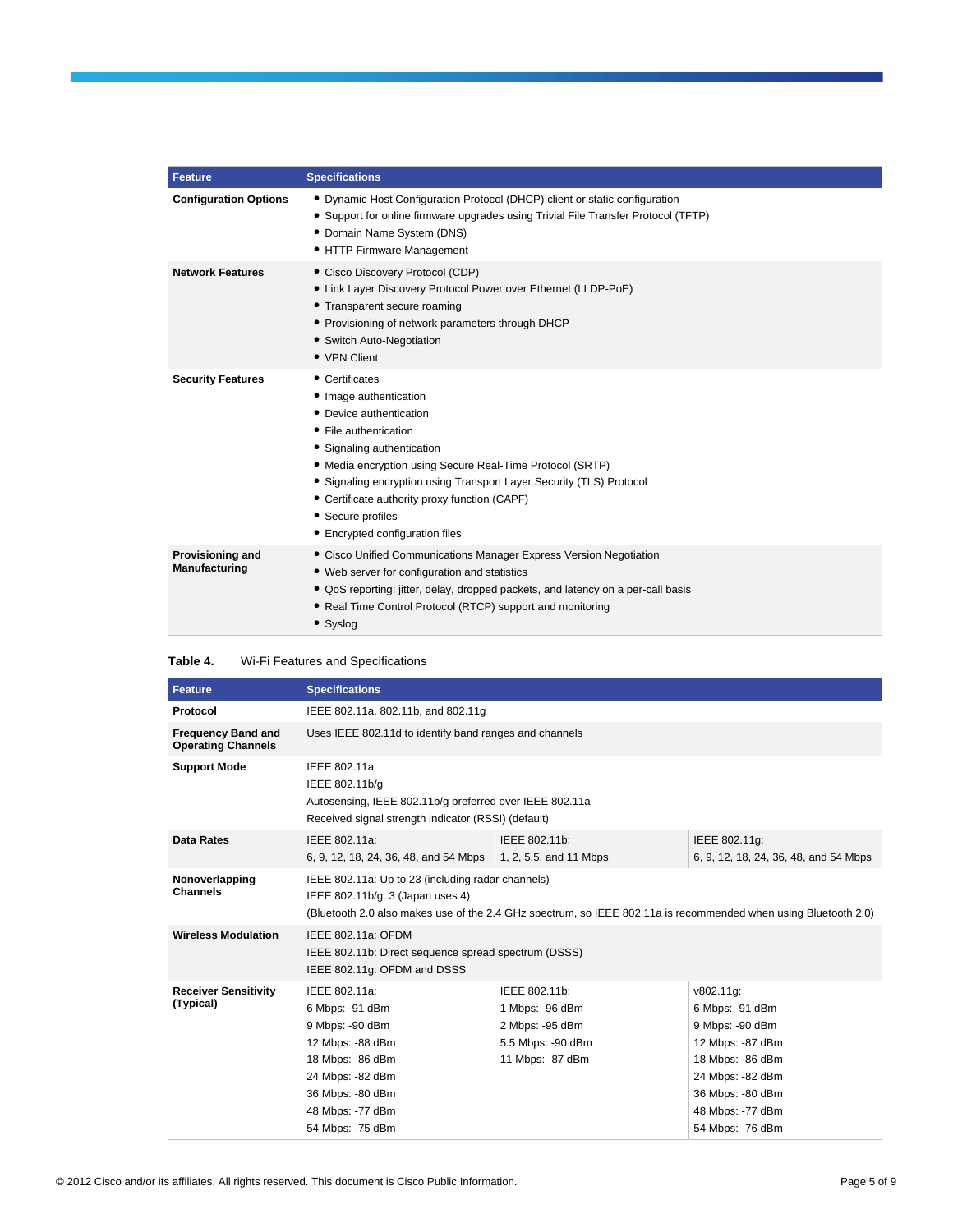| Feature | Specifications |
| --- | --- |
| **Configuration Options** | • Dynamic Host Configuration Protocol (DHCP) client or static configuration<br>• Support for online firmware upgrades using Trivial File Transfer Protocol (TFTP)<br>• Domain Name System (DNS)<br>• HTTP Firmware Management |
| **Network Features** | • Cisco Discovery Protocol (CDP)<br>• Link Layer Discovery Protocol Power over Ethernet (LLDP-PoE)<br>• Transparent secure roaming<br>• Provisioning of network parameters through DHCP<br>• Switch Auto-Negotiation<br>• VPN Client |
| **Security Features** | • Certificates<br>• Image authentication<br>• Device authentication<br>• File authentication<br>• Signaling authentication<br>• Media encryption using Secure Real-Time Protocol (SRTP)<br>• Signaling encryption using Transport Layer Security (TLS) Protocol<br>• Certificate authority proxy function (CAPF)<br>• Secure profiles<br>• Encrypted configuration files |
| **Provisioning and Manufacturing** | • Cisco Unified Communications Manager Express Version Negotiation<br>• Web server for configuration and statistics<br>• QoS reporting: jitter, delay, dropped packets, and latency on a per-call basis<br>• Real Time Control Protocol (RTCP) support and monitoring<br>• Syslog |

**Table 4.** Wi-Fi Features and Specifications

| Feature | Specifications | | |
| --- | --- | --- | --- |
| **Protocol** | IEEE 802.11a, 802.11b, and 802.11g | | |
| **Frequency Band and Operating Channels** | Uses IEEE 802.11d to identify band ranges and channels | | |
| **Support Mode** | IEEE 802.11a<br>IEEE 802.11b/g<br>Autosensing, IEEE 802.11b/g preferred over IEEE 802.11a<br>Received signal strength indicator (RSSI) (default) | | |
| **Data Rates** | IEEE 802.11a:<br>6, 9, 12, 18, 24, 36, 48, and 54 Mbps | IEEE 802.11b:<br>1, 2, 5.5, and 11 Mbps | IEEE 802.11g:<br>6, 9, 12, 18, 24, 36, 48, and 54 Mbps |
| **Nonoverlapping Channels** | IEEE 802.11a: Up to 23 (including radar channels)<br>IEEE 802.11b/g: 3 (Japan uses 4)<br>(Bluetooth 2.0 also makes use of the 2.4 GHz spectrum, so IEEE 802.11a is recommended when using Bluetooth 2.0) | | |
| **Wireless Modulation** | IEEE 802.11a: OFDM<br>IEEE 802.11b: Direct sequence spread spectrum (DSSS)<br>IEEE 802.11g: OFDM and DSSS | | |
| **Receiver Sensitivity (Typical)** | IEEE 802.11a:<br>6 Mbps: -91 dBm<br>9 Mbps: -90 dBm<br>12 Mbps: -88 dBm<br>18 Mbps: -86 dBm<br>24 Mbps: -82 dBm<br>36 Mbps: -80 dBm<br>48 Mbps: -77 dBm<br>54 Mbps: -75 dBm | IEEE 802.11b:<br>1 Mbps: -96 dBm<br>2 Mbps: -95 dBm<br>5.5 Mbps: -90 dBm<br>11 Mbps: -87 dBm | v802.11g:<br>6 Mbps: -91 dBm<br>9 Mbps: -90 dBm<br>12 Mbps: -87 dBm<br>18 Mbps: -86 dBm<br>24 Mbps: -82 dBm<br>36 Mbps: -80 dBm<br>48 Mbps: -77 dBm<br>54 Mbps: -76 dBm |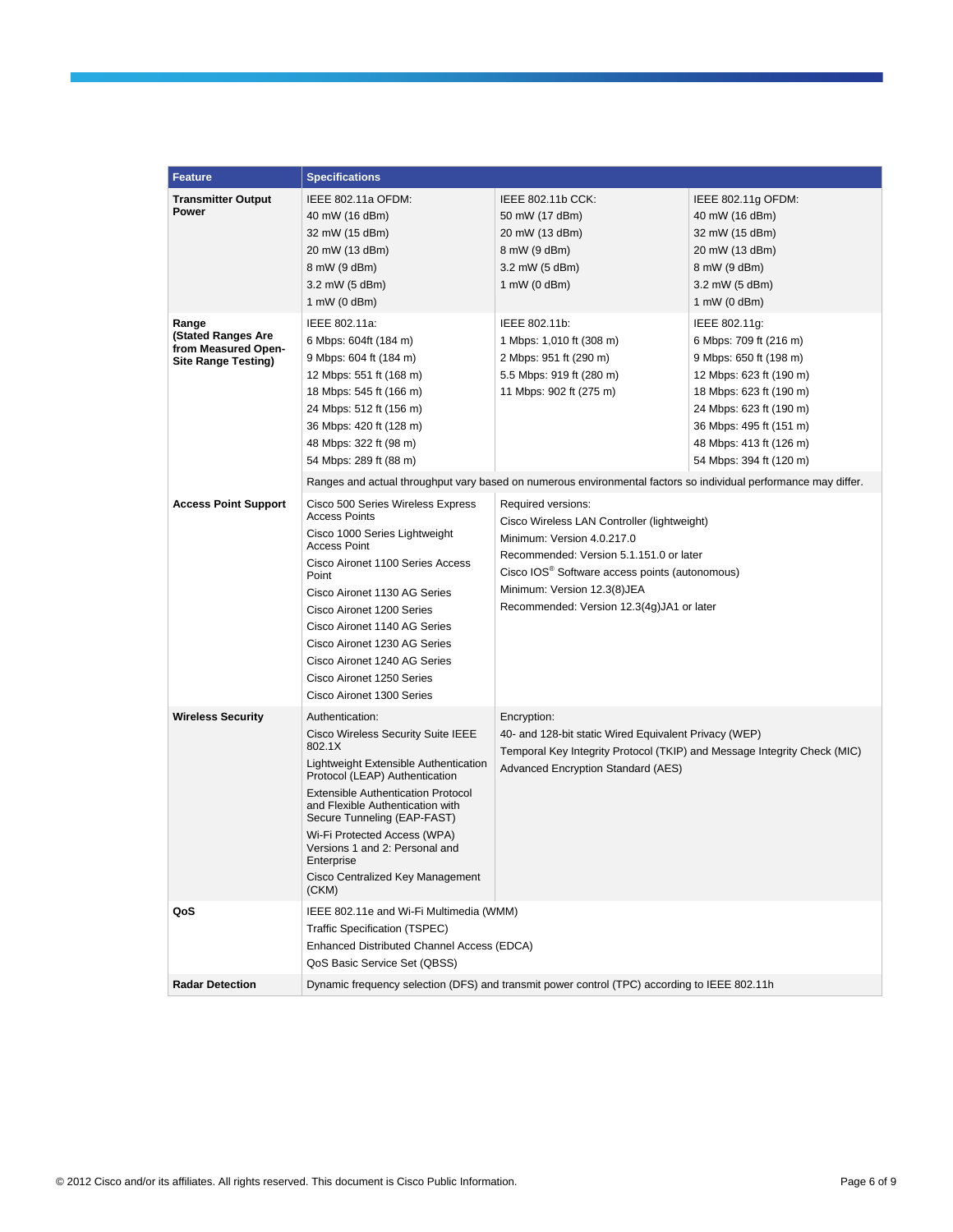| Feature | Specifications | | |
|---|---|---|---|
| **Transmitter Output Power** | IEEE 802.11a OFDM:<br>40 mW (16 dBm)<br>32 mW (15 dBm)<br>20 mW (13 dBm)<br>8 mW (9 dBm)<br>3.2 mW (5 dBm)<br>1 mW (0 dBm) | IEEE 802.11b CCK:<br>50 mW (17 dBm)<br>20 mW (13 dBm)<br>8 mW (9 dBm)<br>3.2 mW (5 dBm)<br>1 mW (0 dBm) | IEEE 802.11g OFDM:<br>40 mW (16 dBm)<br>32 mW (15 dBm)<br>20 mW (13 dBm)<br>8 mW (9 dBm)<br>3.2 mW (5 dBm)<br>1 mW (0 dBm) |
| **Range (Stated Ranges Are from Measured Open-Site Range Testing)** | IEEE 802.11a:<br>6 Mbps: 604ft (184 m)<br>9 Mbps: 604 ft (184 m)<br>12 Mbps: 551 ft (168 m)<br>18 Mbps: 545 ft (166 m)<br>24 Mbps: 512 ft (156 m)<br>36 Mbps: 420 ft (128 m)<br>48 Mbps: 322 ft (98 m)<br>54 Mbps: 289 ft (88 m) | IEEE 802.11b:<br>1 Mbps: 1,010 ft (308 m)<br>2 Mbps: 951 ft (290 m)<br>5.5 Mbps: 919 ft (280 m)<br>11 Mbps: 902 ft (275 m) | IEEE 802.11g:<br>6 Mbps: 709 ft (216 m)<br>9 Mbps: 650 ft (198 m)<br>12 Mbps: 623 ft (190 m)<br>18 Mbps: 623 ft (190 m)<br>24 Mbps: 623 ft (190 m)<br>36 Mbps: 495 ft (151 m)<br>48 Mbps: 413 ft (126 m)<br>54 Mbps: 394 ft (120 m) |
| | Ranges and actual throughput vary based on numerous environmental factors so individual performance may differ. | | |
| **Access Point Support** | Cisco 500 Series Wireless Express Access Points<br>Cisco 1000 Series Lightweight Access Point<br>Cisco Aironet 1100 Series Access Point<br>Cisco Aironet 1130 AG Series<br>Cisco Aironet 1200 Series<br>Cisco Aironet 1140 AG Series<br>Cisco Aironet 1230 AG Series<br>Cisco Aironet 1240 AG Series<br>Cisco Aironet 1250 Series<br>Cisco Aironet 1300 Series | Required versions:<br>Cisco Wireless LAN Controller (lightweight)<br>Minimum: Version 4.0.217.0<br>Recommended: Version 5.1.151.0 or later<br>Cisco IOS® Software access points (autonomous)<br>Minimum: Version 12.3(8)JEA<br>Recommended: Version 12.3(4g)JA1 or later | |
| **Wireless Security** | Authentication:<br>Cisco Wireless Security Suite IEEE 802.1X<br>Lightweight Extensible Authentication Protocol (LEAP) Authentication<br>Extensible Authentication Protocol and Flexible Authentication with Secure Tunneling (EAP-FAST)<br>Wi-Fi Protected Access (WPA) Versions 1 and 2: Personal and Enterprise<br>Cisco Centralized Key Management (CKM) | Encryption:<br>40- and 128-bit static Wired Equivalent Privacy (WEP)<br>Temporal Key Integrity Protocol (TKIP) and Message Integrity Check (MIC)<br>Advanced Encryption Standard (AES) | |
| **QoS** | IEEE 802.11e and Wi-Fi Multimedia (WMM)<br>Traffic Specification (TSPEC)<br>Enhanced Distributed Channel Access (EDCA)<br>QoS Basic Service Set (QBSS) | | |
| **Radar Detection** | Dynamic frequency selection (DFS) and transmit power control (TPC) according to IEEE 802.11h | | |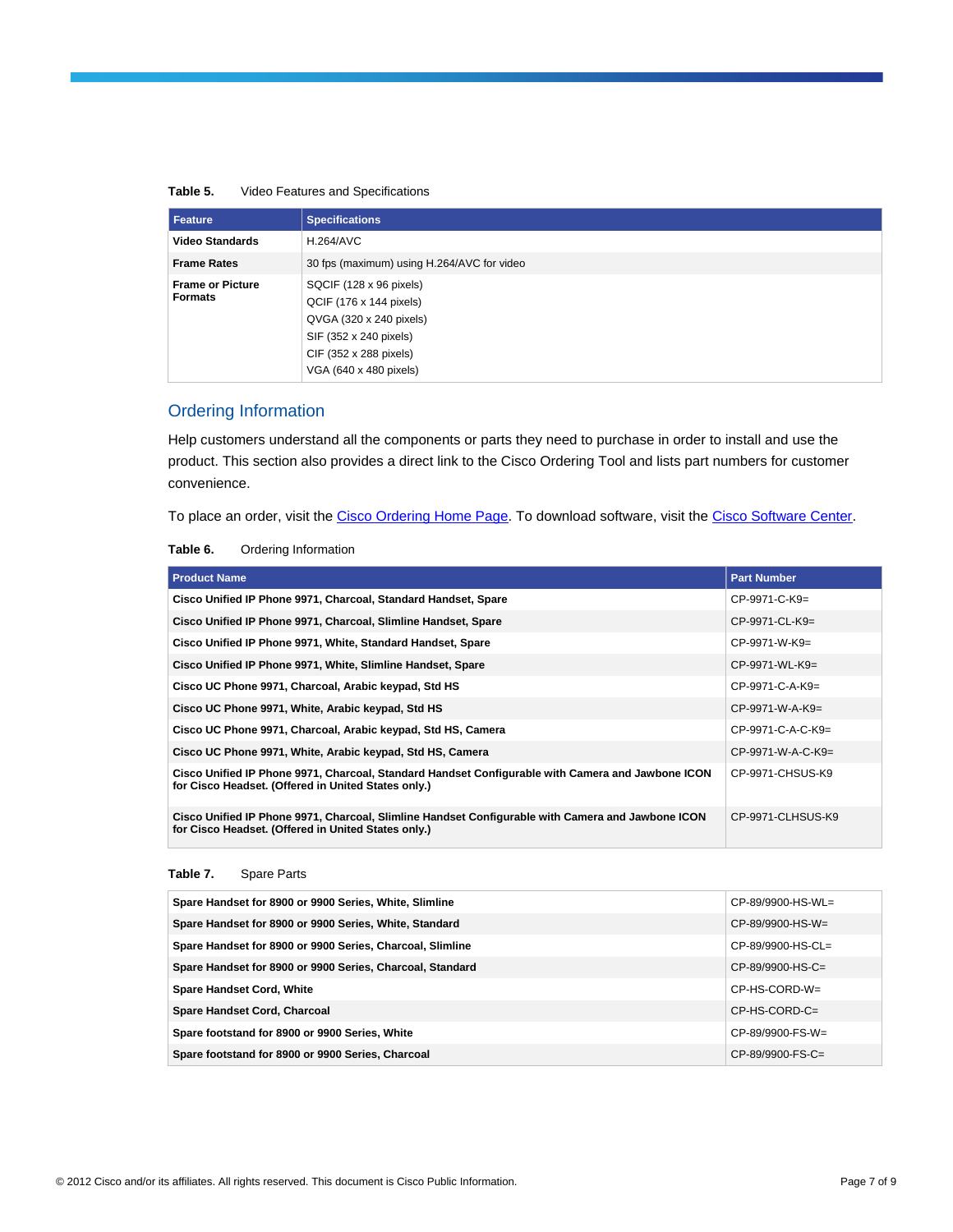**Table 5.** Video Features and Specifications

| Feature | Specifications |
| --- | --- |
| **Video Standards** | H.264/AVC |
| **Frame Rates** | 30 fps (maximum) using H.264/AVC for video |
| **Frame or Picture Formats** | SQCIF (128 x 96 pixels)<br>QCIF (176 x 144 pixels)<br>QVGA (320 x 240 pixels)<br>SIF (352 x 240 pixels)<br>CIF (352 x 288 pixels)<br>VGA (640 x 480 pixels) |

## Ordering Information

Help customers understand all the components or parts they need to purchase in order to install and use the product. This section also provides a direct link to the Cisco Ordering Tool and lists part numbers for customer convenience.

To place an order, visit the Cisco Ordering Home Page. To download software, visit the Cisco Software Center.

**Table 6.** Ordering Information

| Product Name | Part Number |
| --- | --- |
| **Cisco Unified IP Phone 9971, Charcoal, Standard Handset, Spare** | CP-9971-C-K9= |
| **Cisco Unified IP Phone 9971, Charcoal, Slimline Handset, Spare** | CP-9971-CL-K9= |
| **Cisco Unified IP Phone 9971, White, Standard Handset, Spare** | CP-9971-W-K9= |
| **Cisco Unified IP Phone 9971, White, Slimline Handset, Spare** | CP-9971-WL-K9= |
| **Cisco UC Phone 9971, Charcoal, Arabic keypad, Std HS** | CP-9971-C-A-K9= |
| **Cisco UC Phone 9971, White, Arabic keypad, Std HS** | CP-9971-W-A-K9= |
| **Cisco UC Phone 9971, Charcoal, Arabic keypad, Std HS, Camera** | CP-9971-C-A-C-K9= |
| **Cisco UC Phone 9971, White, Arabic keypad, Std HS, Camera** | CP-9971-W-A-C-K9= |
| **Cisco Unified IP Phone 9971, Charcoal, Standard Handset Configurable with Camera and Jawbone ICON for Cisco Headset. (Offered in United States only.)** | CP-9971-CHSUS-K9 |
| **Cisco Unified IP Phone 9971, Charcoal, Slimline Handset Configurable with Camera and Jawbone ICON for Cisco Headset. (Offered in United States only.)** | CP-9971-CLHSUS-K9 |

**Table 7.** Spare Parts

| | |
| --- | --- |
| **Spare Handset for 8900 or 9900 Series, White, Slimline** | CP-89/9900-HS-WL= |
| **Spare Handset for 8900 or 9900 Series, White, Standard** | CP-89/9900-HS-W= |
| **Spare Handset for 8900 or 9900 Series, Charcoal, Slimline** | CP-89/9900-HS-CL= |
| **Spare Handset for 8900 or 9900 Series, Charcoal, Standard** | CP-89/9900-HS-C= |
| **Spare Handset Cord, White** | CP-HS-CORD-W= |
| **Spare Handset Cord, Charcoal** | CP-HS-CORD-C= |
| **Spare footstand for 8900 or 9900 Series, White** | CP-89/9900-FS-W= |
| **Spare footstand for 8900 or 9900 Series, Charcoal** | CP-89/9900-FS-C= |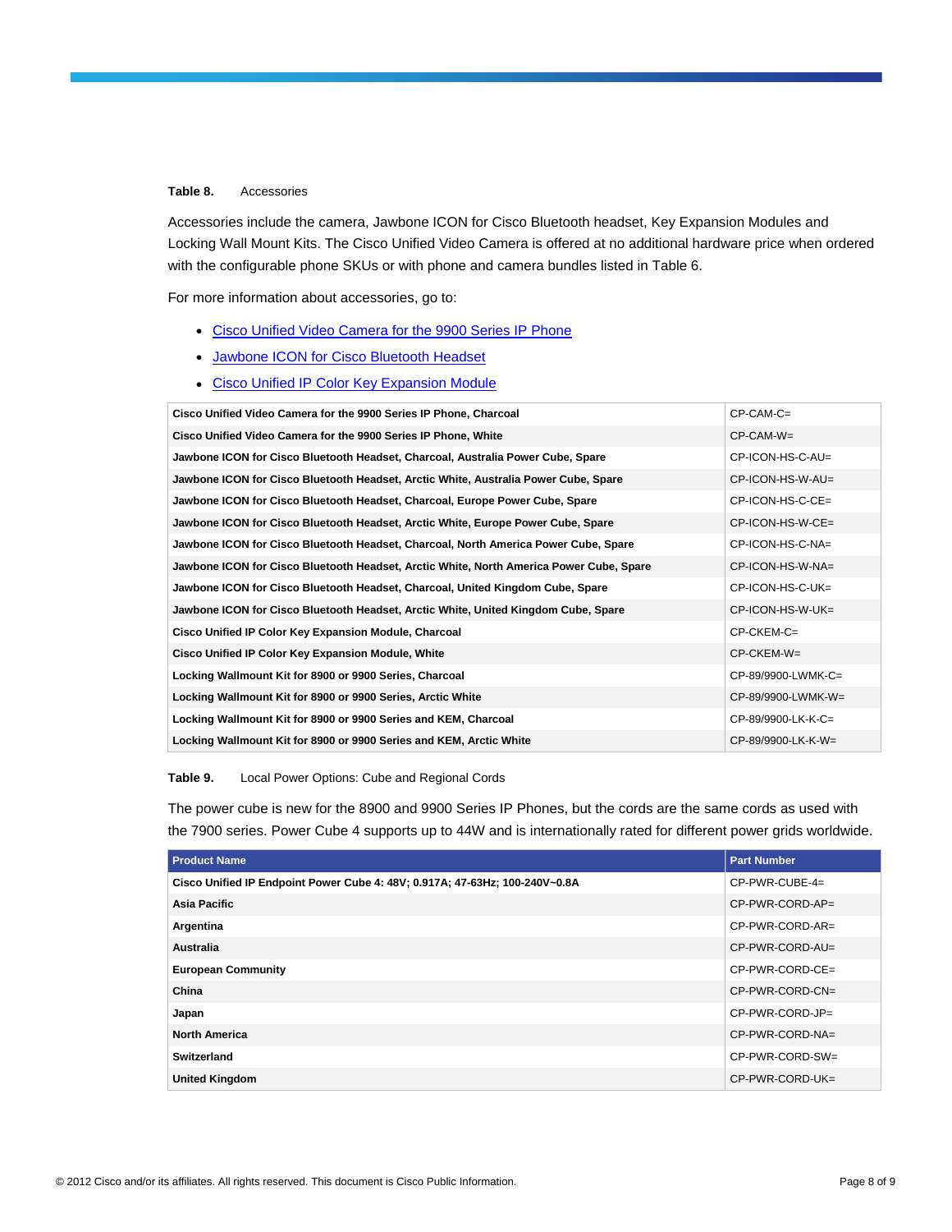**Table 8.** Accessories

Accessories include the camera, Jawbone ICON for Cisco Bluetooth headset, Key Expansion Modules and Locking Wall Mount Kits. The Cisco Unified Video Camera is offered at no additional hardware price when ordered with the configurable phone SKUs or with phone and camera bundles listed in Table 6.

For more information about accessories, go to:

- Cisco Unified Video Camera for the 9900 Series IP Phone
- Jawbone ICON for Cisco Bluetooth Headset
- Cisco Unified IP Color Key Expansion Module

| | |
|---|---|
| **Cisco Unified Video Camera for the 9900 Series IP Phone, Charcoal** | CP-CAM-C= |
| **Cisco Unified Video Camera for the 9900 Series IP Phone, White** | CP-CAM-W= |
| **Jawbone ICON for Cisco Bluetooth Headset, Charcoal, Australia Power Cube, Spare** | CP-ICON-HS-C-AU= |
| **Jawbone ICON for Cisco Bluetooth Headset, Arctic White, Australia Power Cube, Spare** | CP-ICON-HS-W-AU= |
| **Jawbone ICON for Cisco Bluetooth Headset, Charcoal, Europe Power Cube, Spare** | CP-ICON-HS-C-CE= |
| **Jawbone ICON for Cisco Bluetooth Headset, Arctic White, Europe Power Cube, Spare** | CP-ICON-HS-W-CE= |
| **Jawbone ICON for Cisco Bluetooth Headset, Charcoal, North America Power Cube, Spare** | CP-ICON-HS-C-NA= |
| **Jawbone ICON for Cisco Bluetooth Headset, Arctic White, North America Power Cube, Spare** | CP-ICON-HS-W-NA= |
| **Jawbone ICON for Cisco Bluetooth Headset, Charcoal, United Kingdom Cube, Spare** | CP-ICON-HS-C-UK= |
| **Jawbone ICON for Cisco Bluetooth Headset, Arctic White, United Kingdom Cube, Spare** | CP-ICON-HS-W-UK= |
| **Cisco Unified IP Color Key Expansion Module, Charcoal** | CP-CKEM-C= |
| **Cisco Unified IP Color Key Expansion Module, White** | CP-CKEM-W= |
| **Locking Wallmount Kit for 8900 or 9900 Series, Charcoal** | CP-89/9900-LWMK-C= |
| **Locking Wallmount Kit for 8900 or 9900 Series, Arctic White** | CP-89/9900-LWMK-W= |
| **Locking Wallmount Kit for 8900 or 9900 Series and KEM, Charcoal** | CP-89/9900-LK-K-C= |
| **Locking Wallmount Kit for 8900 or 9900 Series and KEM, Arctic White** | CP-89/9900-LK-K-W= |

**Table 9.** Local Power Options: Cube and Regional Cords

The power cube is new for the 8900 and 9900 Series IP Phones, but the cords are the same cords as used with the 7900 series. Power Cube 4 supports up to 44W and is internationally rated for different power grids worldwide.

| Product Name | Part Number |
|---|---|
| **Cisco Unified IP Endpoint Power Cube 4: 48V; 0.917A; 47-63Hz; 100-240V~0.8A** | CP-PWR-CUBE-4= |
| **Asia Pacific** | CP-PWR-CORD-AP= |
| **Argentina** | CP-PWR-CORD-AR= |
| **Australia** | CP-PWR-CORD-AU= |
| **European Community** | CP-PWR-CORD-CE= |
| **China** | CP-PWR-CORD-CN= |
| **Japan** | CP-PWR-CORD-JP= |
| **North America** | CP-PWR-CORD-NA= |
| **Switzerland** | CP-PWR-CORD-SW= |
| **United Kingdom** | CP-PWR-CORD-UK= |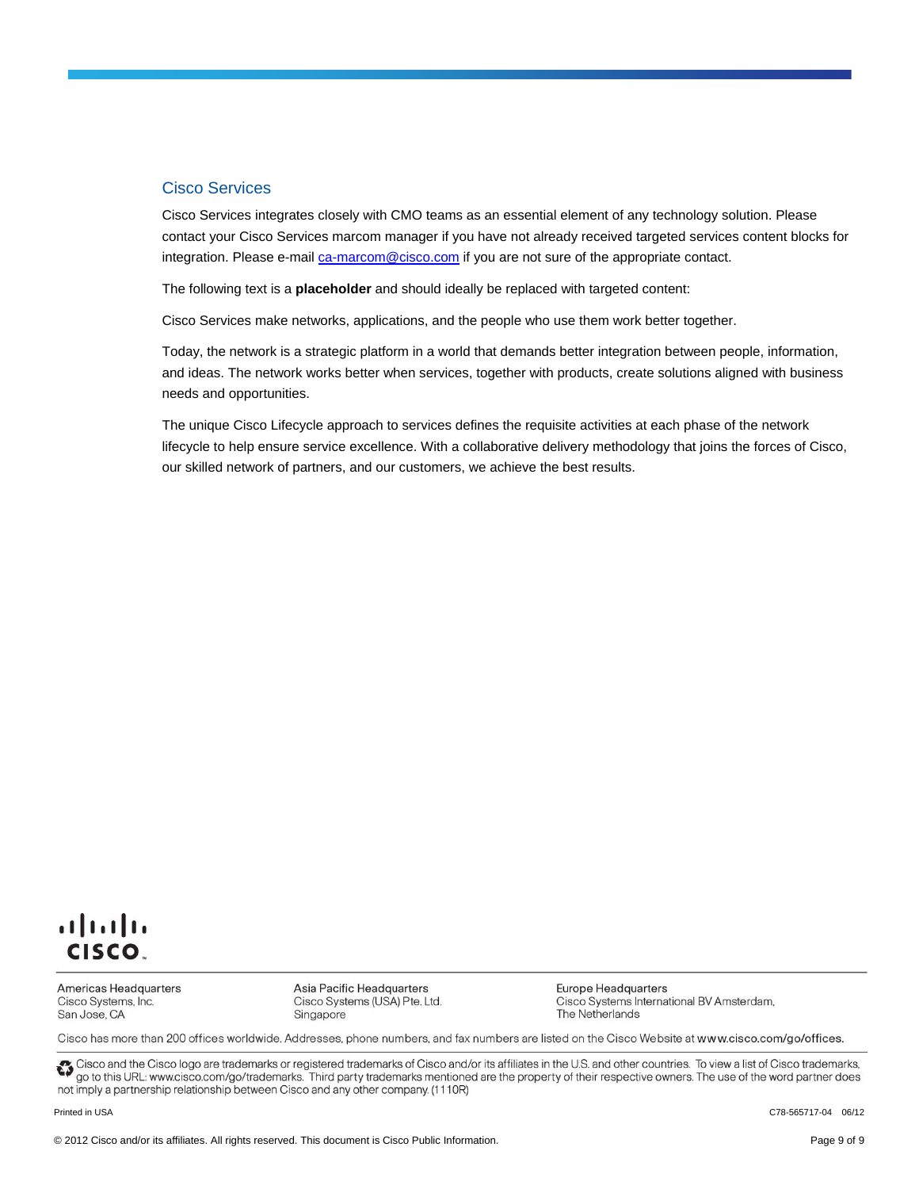## Cisco Services

Cisco Services integrates closely with CMO teams as an essential element of any technology solution. Please contact your Cisco Services marcom manager if you have not already received targeted services content blocks for integration. Please e-mail ca-marcom@cisco.com if you are not sure of the appropriate contact.

The following text is a **placeholder** and should ideally be replaced with targeted content:

Cisco Services make networks, applications, and the people who use them work better together.

Today, the network is a strategic platform in a world that demands better integration between people, information, and ideas. The network works better when services, together with products, create solutions aligned with business needs and opportunities.

The unique Cisco Lifecycle approach to services defines the requisite activities at each phase of the network lifecycle to help ensure service excellence. With a collaborative delivery methodology that joins the forces of Cisco, our skilled network of partners, and our customers, we achieve the best results.

Americas Headquarters
Cisco Systems, Inc.
San Jose, CA

Asia Pacific Headquarters
Cisco Systems (USA) Pte. Ltd.
Singapore

Europe Headquarters
Cisco Systems International BV Amsterdam,
The Netherlands

Cisco has more than 200 offices worldwide. Addresses, phone numbers, and fax numbers are listed on the Cisco Website at **www.cisco.com/go/offices.**

Cisco and the Cisco logo are trademarks or registered trademarks of Cisco and/or its affiliates in the U.S. and other countries. To view a list of Cisco trademarks, go to this URL: www.cisco.com/go/trademarks. Third party trademarks mentioned are the property of their respective owners. The use of the word partner does not imply a partnership relationship between Cisco and any other company. (1110R)

Printed in USA C78-565717-04 06/12

© 2012 Cisco and/or its affiliates. All rights reserved. This document is Cisco Public Information.